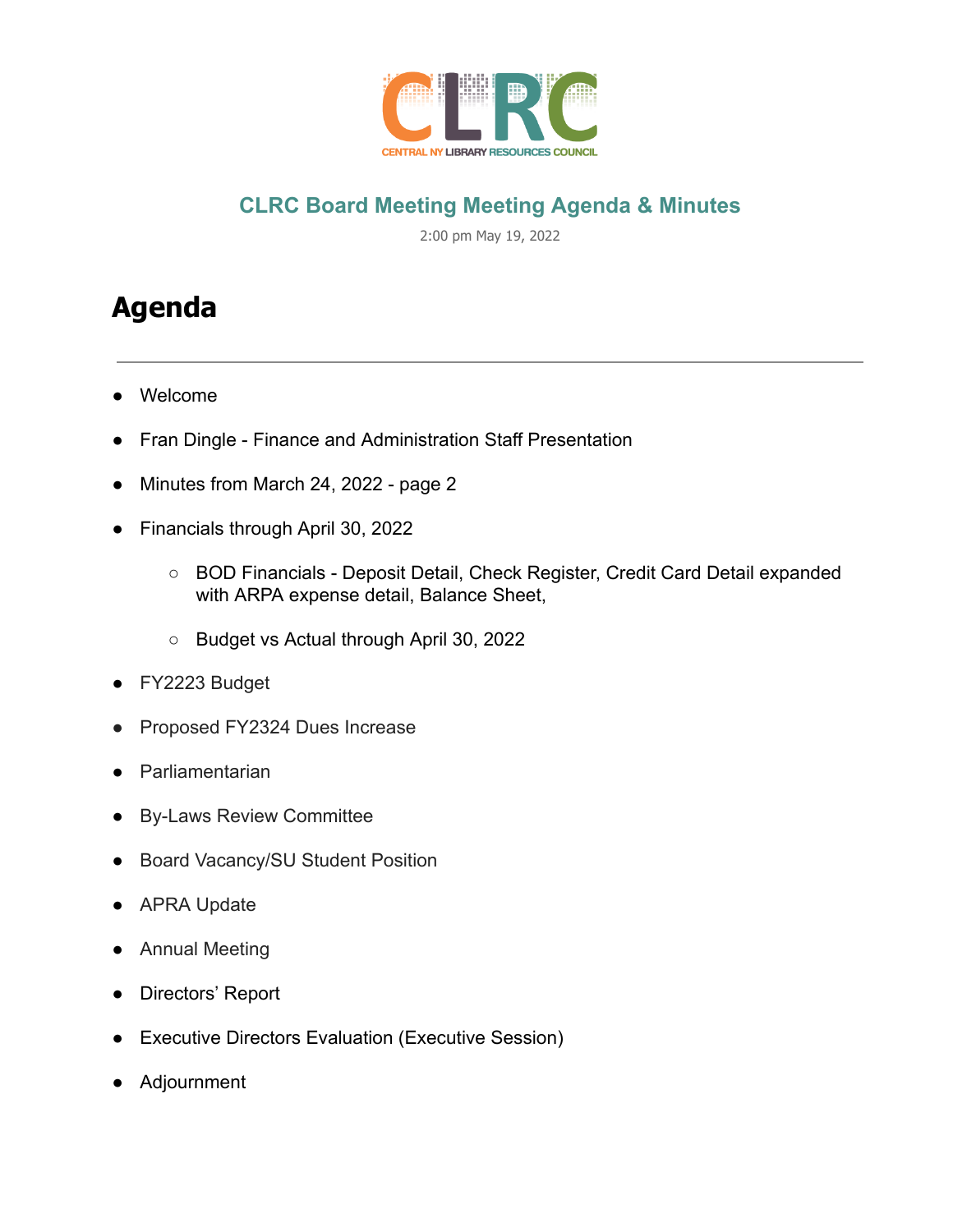CLRC

CENTRAL NY LIBRARY RESOURCES COUNCIL

## CLRC Board Meeting Meeting Agenda & Minutes

2:00 pm May 19, 2022

# Agenda

---

- Welcome
- Fran Dingle - Finance and Administration Staff Presentation
- Minutes from March 24, 2022 - page 2
- Financials through April 30, 2022
  - BOD Financials - Deposit Detail, Check Register, Credit Card Detail expanded with ARPA expense detail, Balance Sheet,
  - Budget vs Actual through April 30, 2022
- FY2223 Budget
- Proposed FY2324 Dues Increase
- Parliamentarian
- By-Laws Review Committee
- Board Vacancy/SU Student Position
- APRA Update
- Annual Meeting
- Directors' Report
- Executive Directors Evaluation (Executive Session)
- Adjournment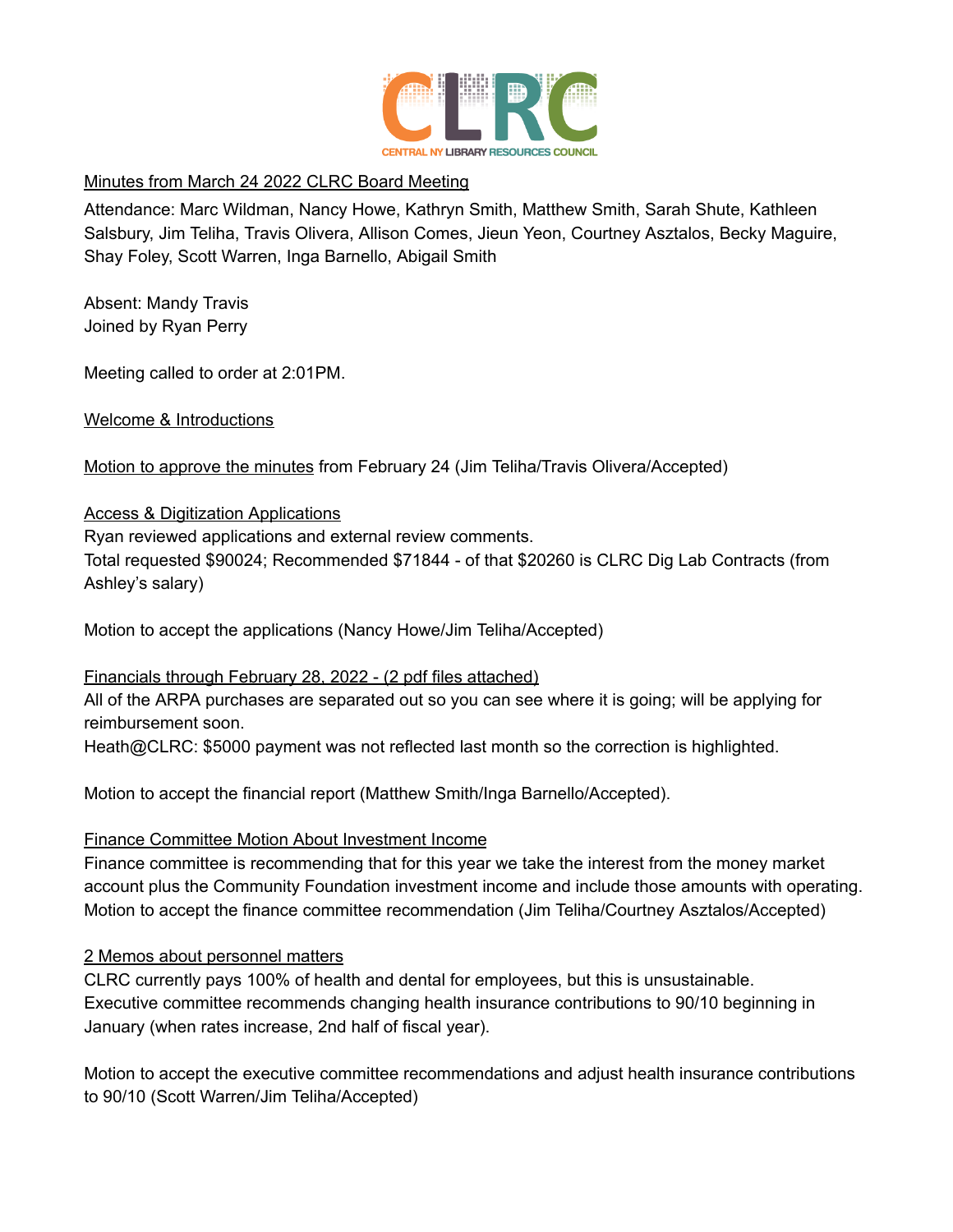Minutes from March 24 2022 CLRC Board Meeting

Attendance: Marc Wildman, Nancy Howe, Kathryn Smith, Matthew Smith, Sarah Shute, Kathleen Salsbury, Jim Teliha, Travis Olivera, Allison Comes, Jieun Yeon, Courtney Asztalos, Becky Maguire, Shay Foley, Scott Warren, Inga Barnello, Abigail Smith

Absent: Mandy Travis
Joined by Ryan Perry

Meeting called to order at 2:01PM.

Welcome & Introductions

Motion to approve the minutes from February 24 (Jim Teliha/Travis Olivera/Accepted)

Access & Digitization Applications

Ryan reviewed applications and external review comments.
Total requested $90024; Recommended $71844 - of that $20260 is CLRC Dig Lab Contracts (from Ashley's salary)

Motion to accept the applications (Nancy Howe/Jim Teliha/Accepted)

Financials through February 28, 2022 - (2 pdf files attached)

All of the ARPA purchases are separated out so you can see where it is going; will be applying for reimbursement soon.
Heath@CLRC: $5000 payment was not reflected last month so the correction is highlighted.

Motion to accept the financial report (Matthew Smith/Inga Barnello/Accepted).

Finance Committee Motion About Investment Income

Finance committee is recommending that for this year we take the interest from the money market account plus the Community Foundation investment income and include those amounts with operating.
Motion to accept the finance committee recommendation (Jim Teliha/Courtney Asztalos/Accepted)

2 Memos about personnel matters

CLRC currently pays 100% of health and dental for employees, but this is unsustainable.
Executive committee recommends changing health insurance contributions to 90/10 beginning in January (when rates increase, 2nd half of fiscal year).

Motion to accept the executive committee recommendations and adjust health insurance contributions to 90/10 (Scott Warren/Jim Teliha/Accepted)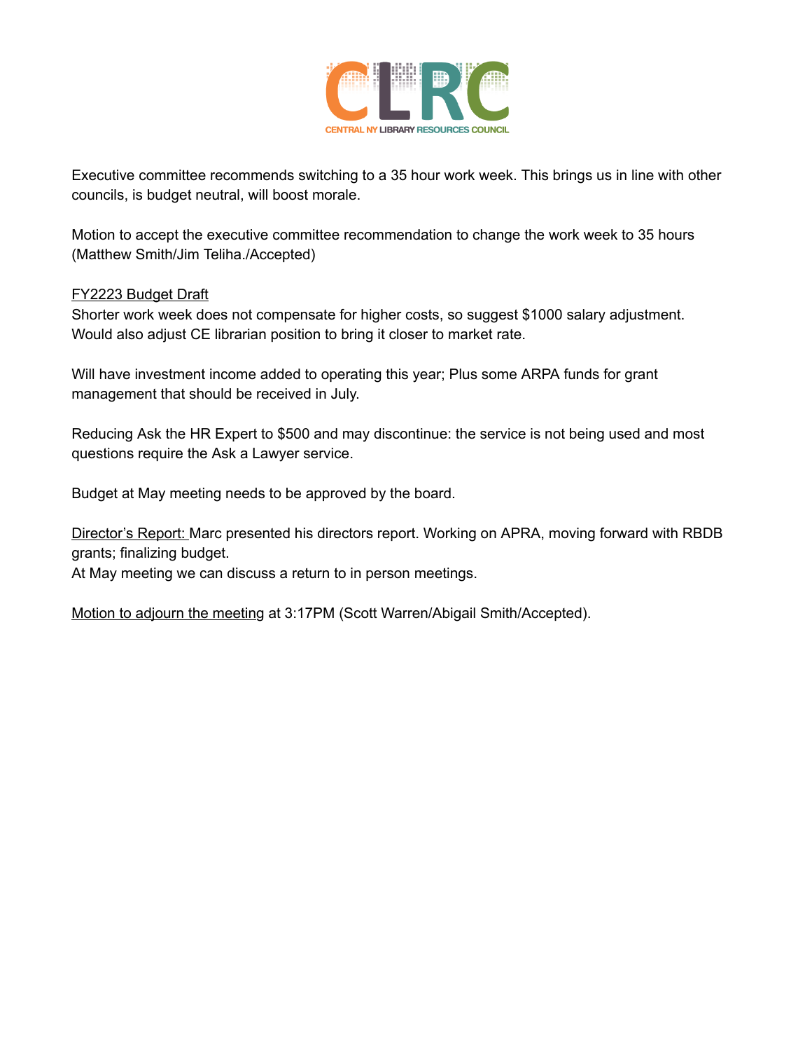Executive committee recommends switching to a 35 hour work week. This brings us in line with other councils, is budget neutral, will boost morale.

Motion to accept the executive committee recommendation to change the work week to 35 hours (Matthew Smith/Jim Teliha./Accepted)

FY2223 Budget Draft

Shorter work week does not compensate for higher costs, so suggest $1000 salary adjustment. Would also adjust CE librarian position to bring it closer to market rate.

Will have investment income added to operating this year; Plus some ARPA funds for grant management that should be received in July.

Reducing Ask the HR Expert to $500 and may discontinue: the service is not being used and most questions require the Ask a Lawyer service.

Budget at May meeting needs to be approved by the board.

Director's Report: Marc presented his directors report. Working on APRA, moving forward with RBDB grants; finalizing budget.
At May meeting we can discuss a return to in person meetings.

Motion to adjourn the meeting at 3:17PM (Scott Warren/Abigail Smith/Accepted).